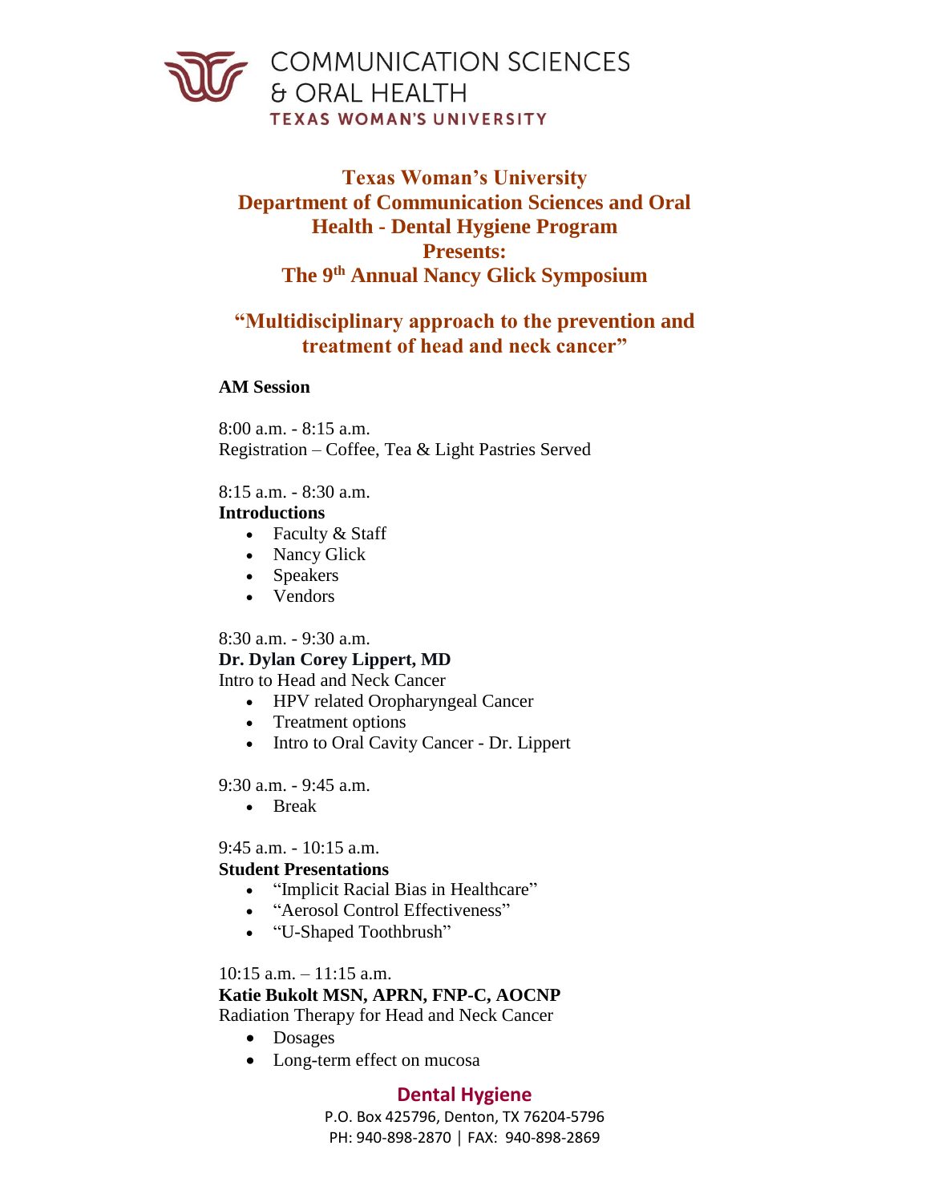COMMUNICATION SCIENCES
& ORAL HEALTH
TEXAS WOMAN'S UNIVERSITY

# Texas Woman's University Department of Communication Sciences and Oral Health - Dental Hygiene Program Presents: The 9th Annual Nancy Glick Symposium

## "Multidisciplinary approach to the prevention and treatment of head and neck cancer"

**AM Session**

8:00 a.m. - 8:15 a.m.
Registration – Coffee, Tea & Light Pastries Served

8:15 a.m. - 8:30 a.m.
**Introductions**

- Faculty & Staff
- Nancy Glick
- Speakers
- Vendors

8:30 a.m. - 9:30 a.m.
**Dr. Dylan Corey Lippert, MD**
Intro to Head and Neck Cancer

- HPV related Oropharyngeal Cancer
- Treatment options
- Intro to Oral Cavity Cancer - Dr. Lippert

9:30 a.m. - 9:45 a.m.

- Break

9:45 a.m. - 10:15 a.m.
**Student Presentations**

- "Implicit Racial Bias in Healthcare"
- "Aerosol Control Effectiveness"
- "U-Shaped Toothbrush"

10:15 a.m. – 11:15 a.m.
**Katie Bukolt MSN, APRN, FNP-C, AOCNP**
Radiation Therapy for Head and Neck Cancer

- Dosages
- Long-term effect on mucosa

**Dental Hygiene**
P.O. Box 425796, Denton, TX 76204-5796
PH: 940-898-2870 | FAX: 940-898-2869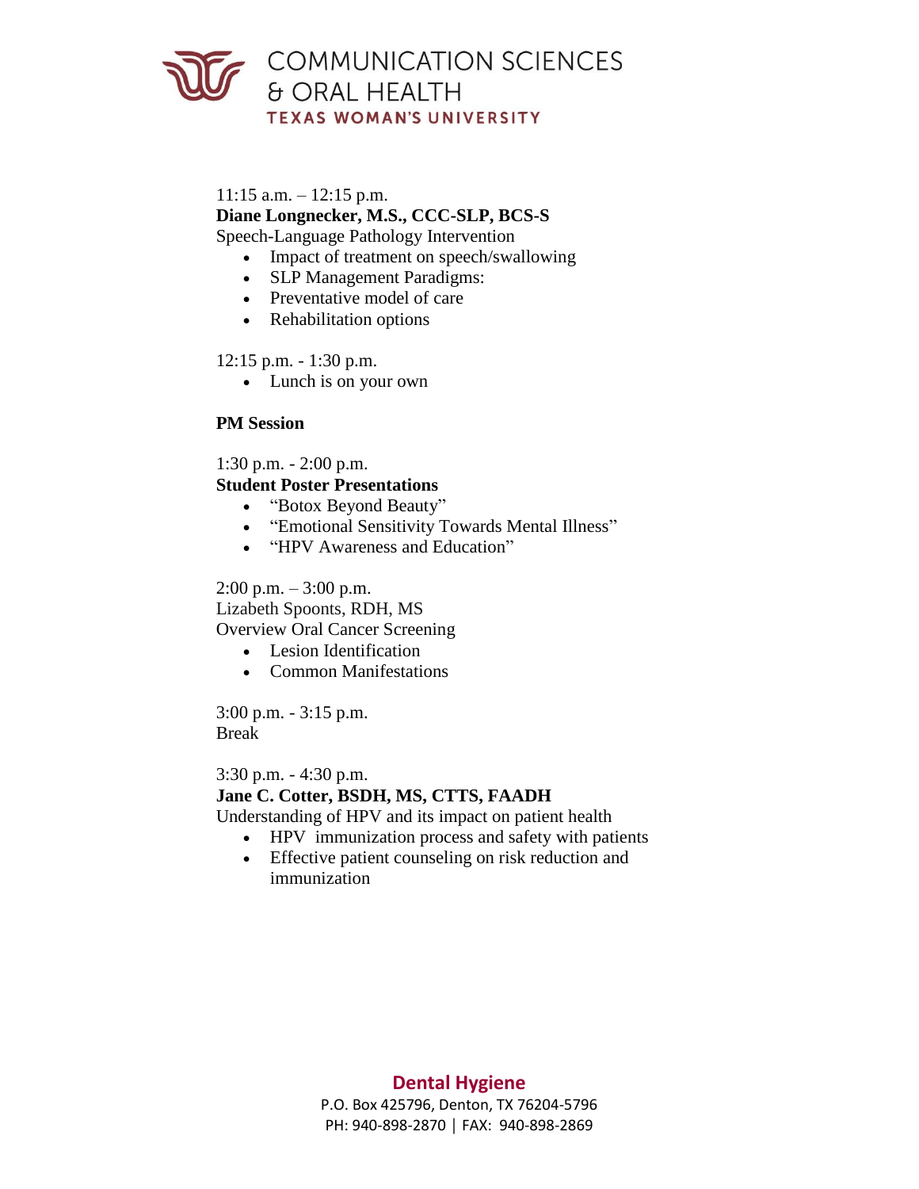11:15 a.m. – 12:15 p.m.

**Diane Longnecker, M.S., CCC-SLP, BCS-S**

Speech-Language Pathology Intervention

- Impact of treatment on speech/swallowing
- SLP Management Paradigms:
- Preventative model of care
- Rehabilitation options

12:15 p.m. - 1:30 p.m.

- Lunch is on your own

**PM Session**

1:30 p.m. - 2:00 p.m.

**Student Poster Presentations**

- "Botox Beyond Beauty"
- "Emotional Sensitivity Towards Mental Illness"
- "HPV Awareness and Education"

2:00 p.m. – 3:00 p.m.

Lizabeth Spoonts, RDH, MS

Overview Oral Cancer Screening

- Lesion Identification
- Common Manifestations

3:00 p.m. - 3:15 p.m.

Break

3:30 p.m. - 4:30 p.m.

**Jane C. Cotter, BSDH, MS, CTTS, FAADH**

Understanding of HPV and its impact on patient health

- HPV immunization process and safety with patients
- Effective patient counseling on risk reduction and immunization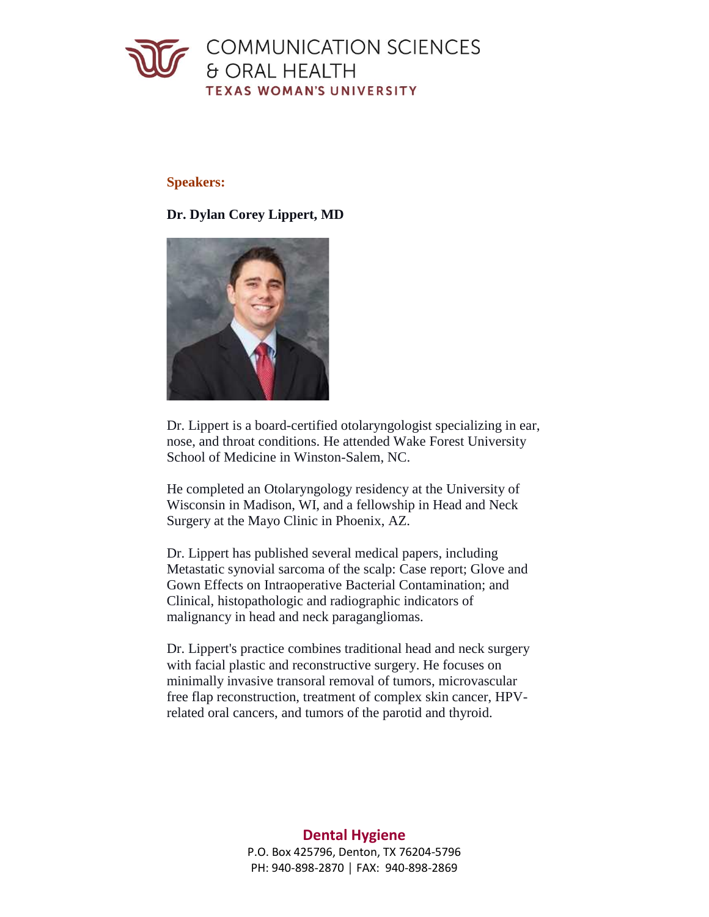**Speakers:**

**Dr. Dylan Corey Lippert, MD**

Dr. Lippert is a board-certified otolaryngologist specializing in ear, nose, and throat conditions. He attended Wake Forest University School of Medicine in Winston-Salem, NC.

He completed an Otolaryngology residency at the University of Wisconsin in Madison, WI, and a fellowship in Head and Neck Surgery at the Mayo Clinic in Phoenix, AZ.

Dr. Lippert has published several medical papers, including Metastatic synovial sarcoma of the scalp: Case report; Glove and Gown Effects on Intraoperative Bacterial Contamination; and Clinical, histopathologic and radiographic indicators of malignancy in head and neck paragangliomas.

Dr. Lippert's practice combines traditional head and neck surgery with facial plastic and reconstructive surgery. He focuses on minimally invasive transoral removal of tumors, microvascular free flap reconstruction, treatment of complex skin cancer, HPV-related oral cancers, and tumors of the parotid and thyroid.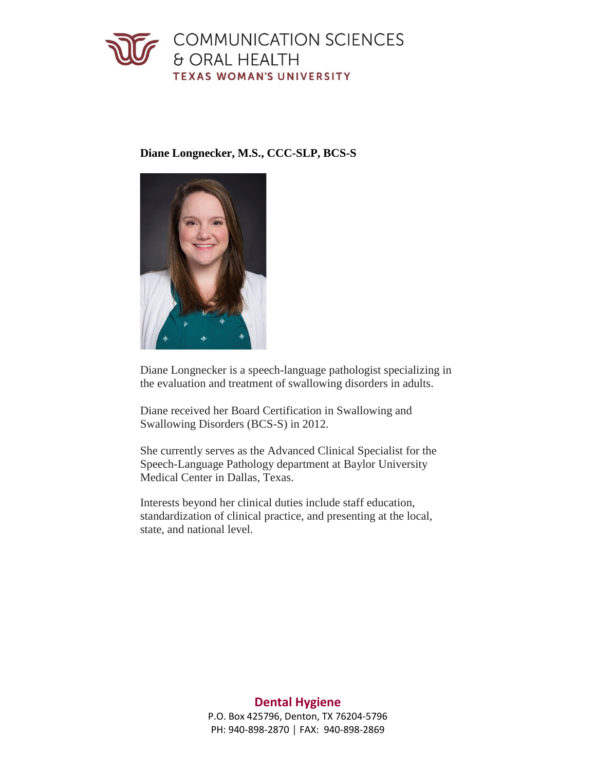**Diane Longnecker, M.S., CCC-SLP, BCS-S**

Diane Longnecker is a speech-language pathologist specializing in the evaluation and treatment of swallowing disorders in adults.

Diane received her Board Certification in Swallowing and Swallowing Disorders (BCS-S) in 2012.

She currently serves as the Advanced Clinical Specialist for the Speech-Language Pathology department at Baylor University Medical Center in Dallas, Texas.

Interests beyond her clinical duties include staff education, standardization of clinical practice, and presenting at the local, state, and national level.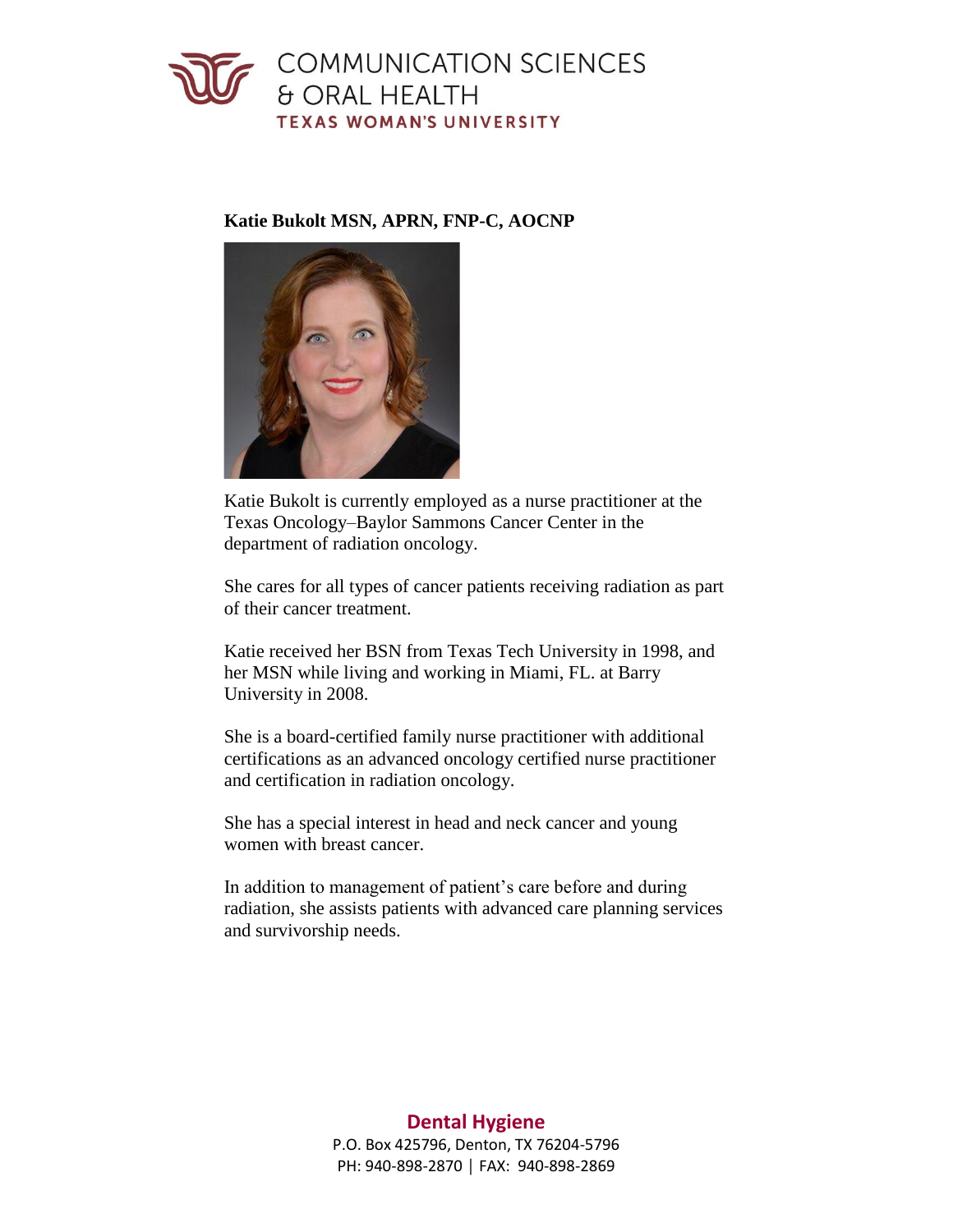COMMUNICATION SCIENCES
& ORAL HEALTH
TEXAS WOMAN'S UNIVERSITY

**Katie Bukolt MSN, APRN, FNP-C, AOCNP**

Katie Bukolt is currently employed as a nurse practitioner at the Texas Oncology–Baylor Sammons Cancer Center in the department of radiation oncology.

She cares for all types of cancer patients receiving radiation as part of their cancer treatment.

Katie received her BSN from Texas Tech University in 1998, and her MSN while living and working in Miami, FL. at Barry University in 2008.

She is a board-certified family nurse practitioner with additional certifications as an advanced oncology certified nurse practitioner and certification in radiation oncology.

She has a special interest in head and neck cancer and young women with breast cancer.

In addition to management of patient's care before and during radiation, she assists patients with advanced care planning services and survivorship needs.

**Dental Hygiene**
P.O. Box 425796, Denton, TX 76204-5796
PH: 940-898-2870 | FAX: 940-898-2869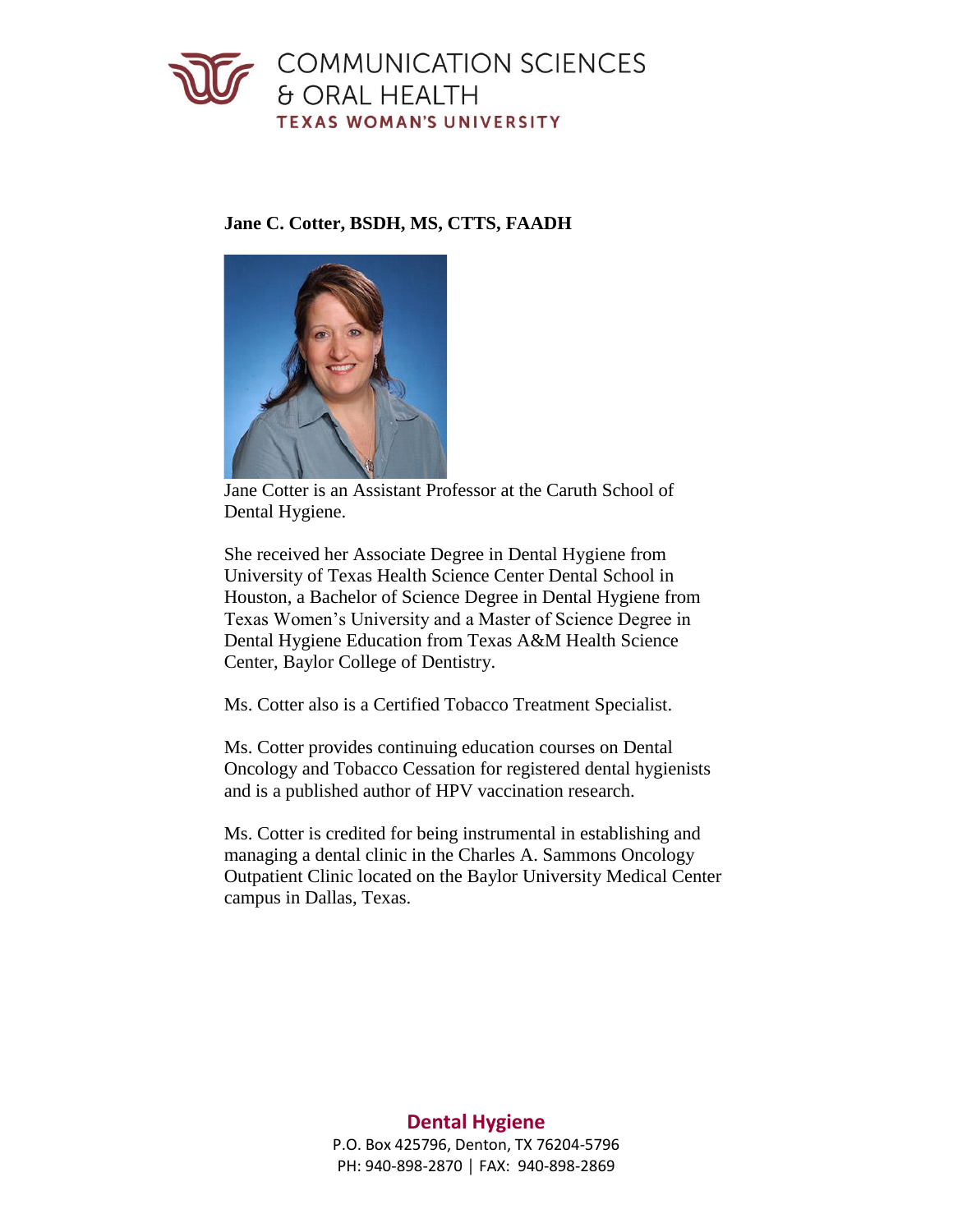# COMMUNICATION SCIENCES & ORAL HEALTH

TEXAS WOMAN'S UNIVERSITY

**Jane C. Cotter, BSDH, MS, CTTS, FAADH**

Jane Cotter is an Assistant Professor at the Caruth School of Dental Hygiene.

She received her Associate Degree in Dental Hygiene from University of Texas Health Science Center Dental School in Houston, a Bachelor of Science Degree in Dental Hygiene from Texas Women's University and a Master of Science Degree in Dental Hygiene Education from Texas A&M Health Science Center, Baylor College of Dentistry.

Ms. Cotter also is a Certified Tobacco Treatment Specialist.

Ms. Cotter provides continuing education courses on Dental Oncology and Tobacco Cessation for registered dental hygienists and is a published author of HPV vaccination research.

Ms. Cotter is credited for being instrumental in establishing and managing a dental clinic in the Charles A. Sammons Oncology Outpatient Clinic located on the Baylor University Medical Center campus in Dallas, Texas.

**Dental Hygiene**

P.O. Box 425796, Denton, TX 76204-5796

PH: 940-898-2870 | FAX: 940-898-2869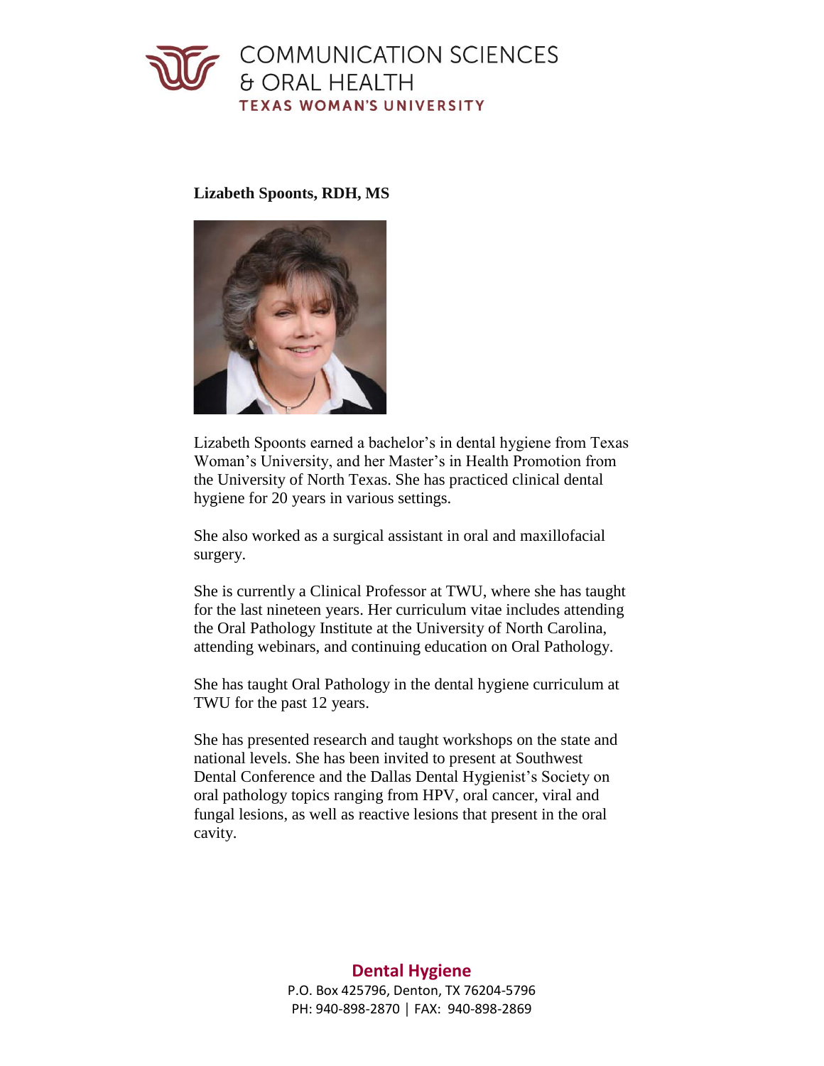**Lizabeth Spoonts, RDH, MS**

Lizabeth Spoonts earned a bachelor's in dental hygiene from Texas Woman's University, and her Master's in Health Promotion from the University of North Texas. She has practiced clinical dental hygiene for 20 years in various settings.

She also worked as a surgical assistant in oral and maxillofacial surgery.

She is currently a Clinical Professor at TWU, where she has taught for the last nineteen years. Her curriculum vitae includes attending the Oral Pathology Institute at the University of North Carolina, attending webinars, and continuing education on Oral Pathology.

She has taught Oral Pathology in the dental hygiene curriculum at TWU for the past 12 years.

She has presented research and taught workshops on the state and national levels. She has been invited to present at Southwest Dental Conference and the Dallas Dental Hygienist's Society on oral pathology topics ranging from HPV, oral cancer, viral and fungal lesions, as well as reactive lesions that present in the oral cavity.